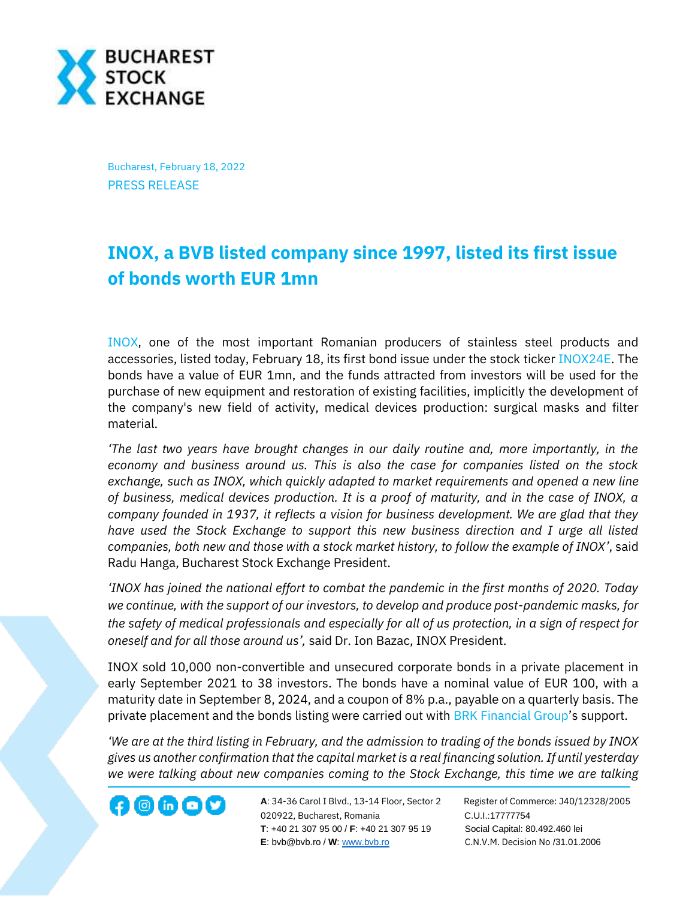Bucharest, February 18, 2022

PRESS RELEASE

# INOX, a BVB listed company since 1997, listed its first issue of bonds worth EUR 1mn

INOX, one of the most important Romanian producers of stainless steel products and accessories, listed today, February 18, its first bond issue under the stock ticker INOX24E. The bonds have a value of EUR 1mn, and the funds attracted from investors will be used for the purchase of new equipment and restoration of existing facilities, implicitly the development of the company's new field of activity, medical devices production: surgical masks and filter material.

*'The last two years have brought changes in our daily routine and, more importantly, in the economy and business around us. This is also the case for companies listed on the stock exchange, such as INOX, which quickly adapted to market requirements and opened a new line of business, medical devices production. It is a proof of maturity, and in the case of INOX, a company founded in 1937, it reflects a vision for business development. We are glad that they have used the Stock Exchange to support this new business direction and I urge all listed companies, both new and those with a stock market history, to follow the example of INOX'*, said Radu Hanga, Bucharest Stock Exchange President.

*'INOX has joined the national effort to combat the pandemic in the first months of 2020. Today we continue, with the support of our investors, to develop and produce post-pandemic masks, for the safety of medical professionals and especially for all of us protection, in a sign of respect for oneself and for all those around us',* said Dr. Ion Bazac, INOX President.

INOX sold 10,000 non-convertible and unsecured corporate bonds in a private placement in early September 2021 to 38 investors. The bonds have a nominal value of EUR 100, with a maturity date in September 8, 2024, and a coupon of 8% p.a., payable on a quarterly basis. The private placement and the bonds listing were carried out with BRK Financial Group's support.

*'We are at the third listing in February, and the admission to trading of the bonds issued by INOX gives us another confirmation that the capital market is a real financing solution. If until yesterday we were talking about new companies coming to the Stock Exchange, this time we are talking*

**A**: 34-36 Carol I Blvd., 13-14 Floor, Sector 2
020922, Bucharest, Romania
**T**: +40 21 307 95 00 / **F**: +40 21 307 95 19
**E**: bvb@bvb.ro / **W**: www.bvb.ro

Register of Commerce: J40/12328/2005
C.U.I.:17777754
Social Capital: 80.492.460 lei
C.N.V.M. Decision No /31.01.2006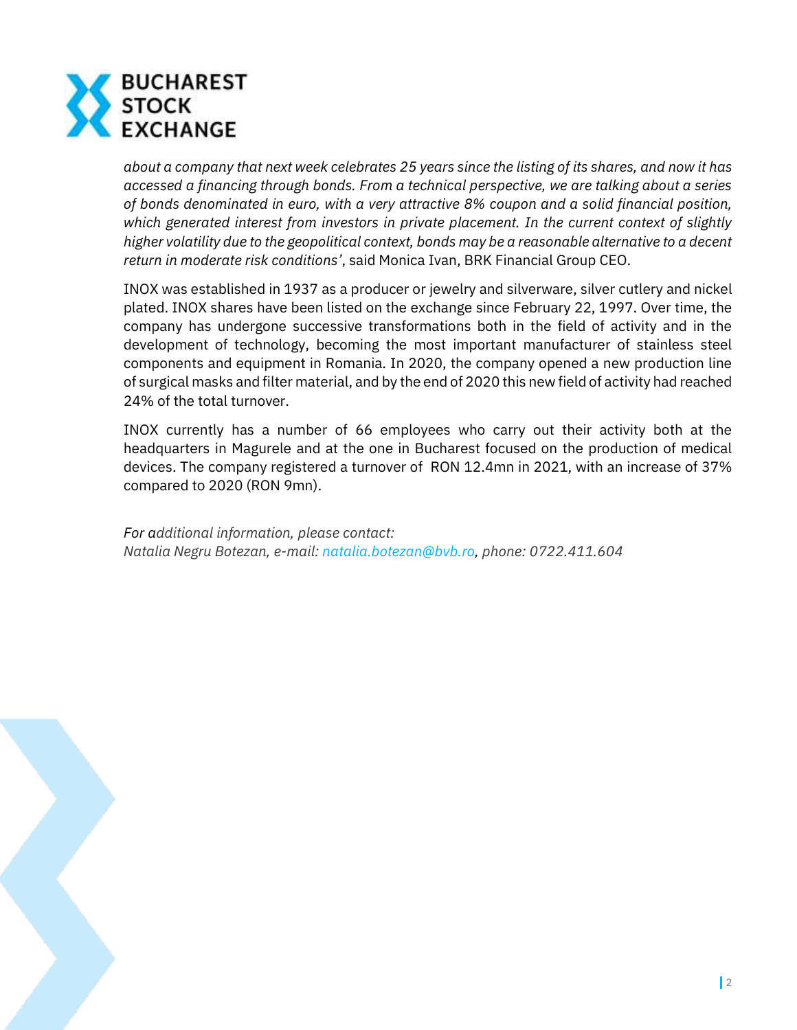*about a company that next week celebrates 25 years since the listing of its shares, and now it has accessed a financing through bonds. From a technical perspective, we are talking about a series of bonds denominated in euro, with a very attractive 8% coupon and a solid financial position, which generated interest from investors in private placement. In the current context of slightly higher volatility due to the geopolitical context, bonds may be a reasonable alternative to a decent return in moderate risk conditions'*, said Monica Ivan, BRK Financial Group CEO.

INOX was established in 1937 as a producer or jewelry and silverware, silver cutlery and nickel plated. INOX shares have been listed on the exchange since February 22, 1997. Over time, the company has undergone successive transformations both in the field of activity and in the development of technology, becoming the most important manufacturer of stainless steel components and equipment in Romania. In 2020, the company opened a new production line of surgical masks and filter material, and by the end of 2020 this new field of activity had reached 24% of the total turnover.

INOX currently has a number of 66 employees who carry out their activity both at the headquarters in Magurele and at the one in Bucharest focused on the production of medical devices. The company registered a turnover of RON 12.4mn in 2021, with an increase of 37% compared to 2020 (RON 9mn).

*For additional information, please contact:*
*Natalia Negru Botezan, e-mail: natalia.botezan@bvb.ro, phone: 0722.411.604*